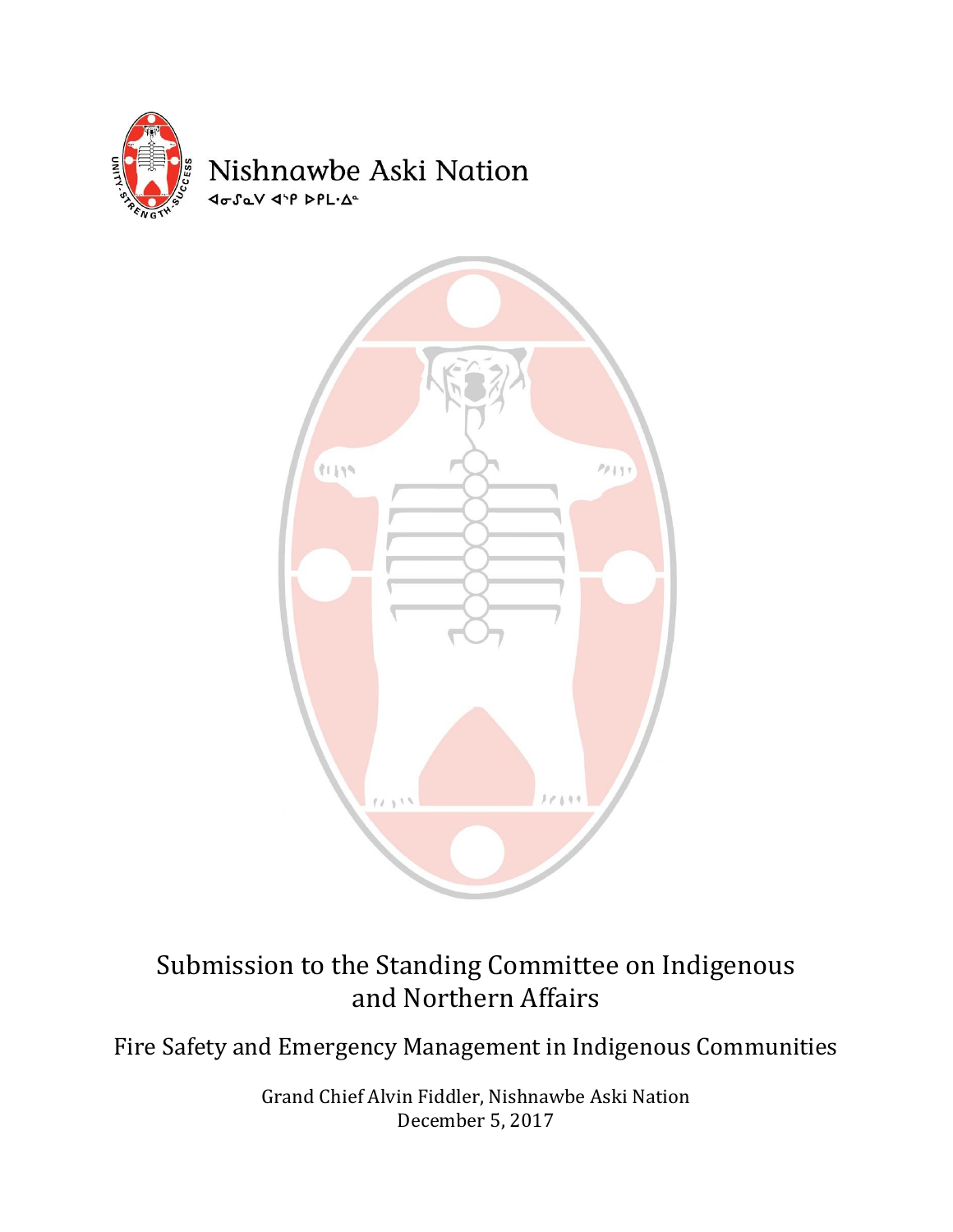Nishnawbe Aski Nation

ᐊᓂᔑᓇᐯ ᐊᔥᑭ ᐅᑭᒪ·ᐃᐧᐣ

# Submission to the Standing Committee on Indigenous and Northern Affairs

## Fire Safety and Emergency Management in Indigenous Communities

Grand Chief Alvin Fiddler, Nishnawbe Aski Nation
December 5, 2017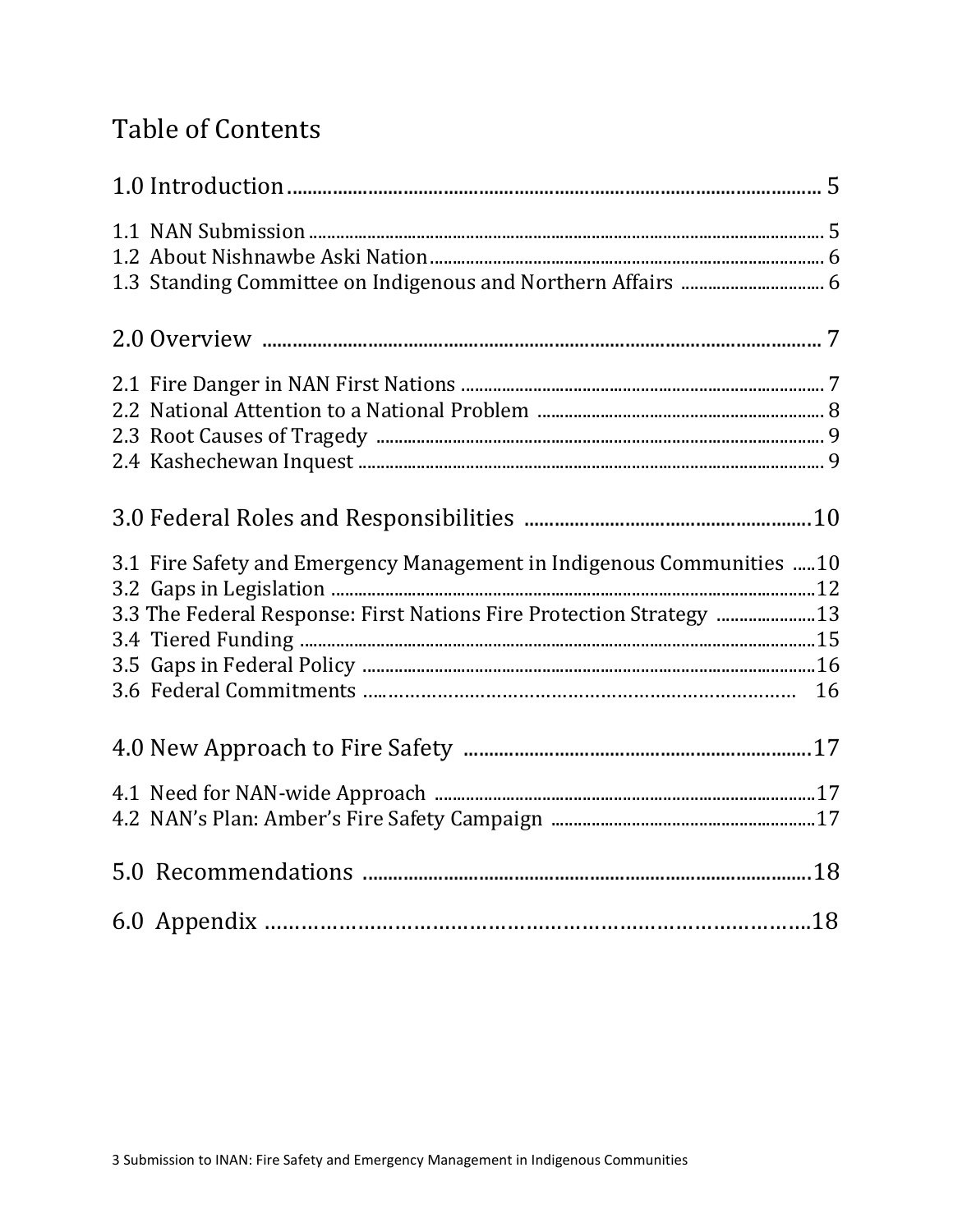# Table of Contents

| | |
|---|---|
| **1.0 Introduction** | **5** |
| 1.1 NAN Submission | 5 |
| 1.2 About Nishnawbe Aski Nation | 6 |
| 1.3 Standing Committee on Indigenous and Northern Affairs | 6 |
| **2.0 Overview** | **7** |
| 2.1 Fire Danger in NAN First Nations | 7 |
| 2.2 National Attention to a National Problem | 8 |
| 2.3 Root Causes of Tragedy | 9 |
| 2.4 Kashechewan Inquest | 9 |
| **3.0 Federal Roles and Responsibilities** | **10** |
| 3.1 Fire Safety and Emergency Management in Indigenous Communities | 10 |
| 3.2 Gaps in Legislation | 12 |
| 3.3 The Federal Response: First Nations Fire Protection Strategy | 13 |
| 3.4 Tiered Funding | 15 |
| 3.5 Gaps in Federal Policy | 16 |
| 3.6 Federal Commitments | 16 |
| **4.0 New Approach to Fire Safety** | **17** |
| 4.1 Need for NAN-wide Approach | 17 |
| 4.2 NAN's Plan: Amber's Fire Safety Campaign | 17 |
| **5.0 Recommendations** | **18** |
| **6.0 Appendix** | **18** |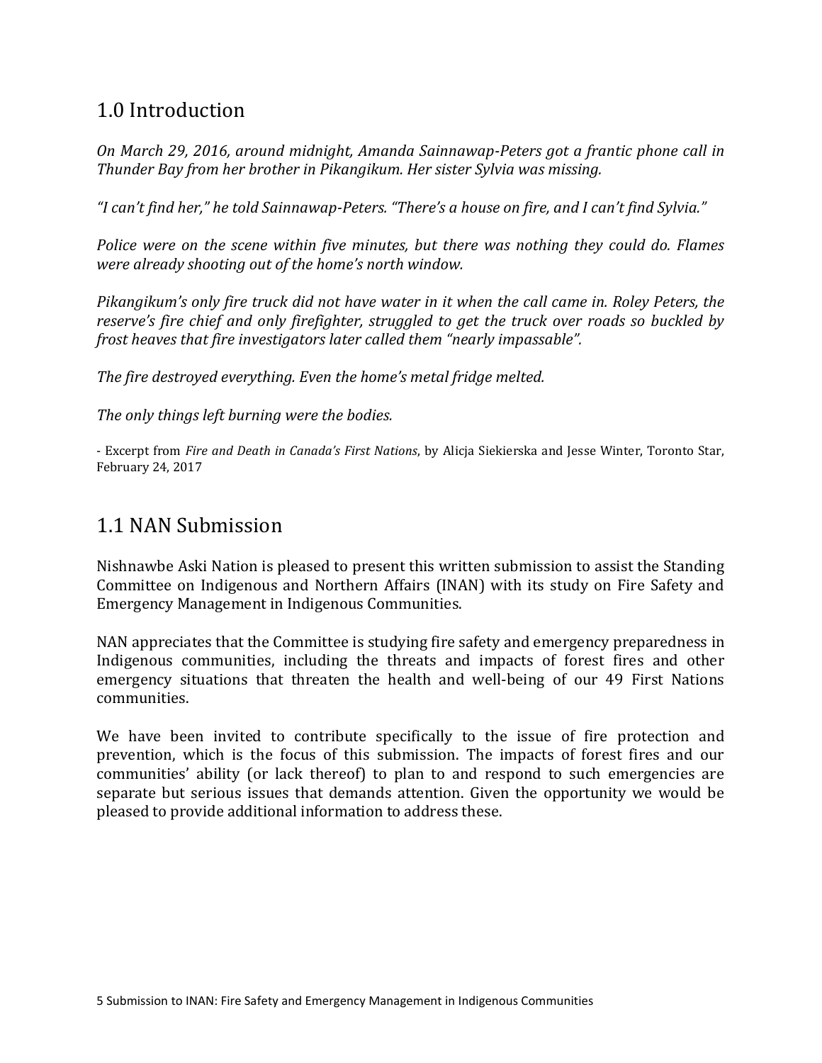## 1.0 Introduction

*On March 29, 2016, around midnight, Amanda Sainnawap-Peters got a frantic phone call in Thunder Bay from her brother in Pikangikum. Her sister Sylvia was missing.*

*"I can't find her," he told Sainnawap-Peters. "There's a house on fire, and I can't find Sylvia."*

*Police were on the scene within five minutes, but there was nothing they could do. Flames were already shooting out of the home's north window.*

*Pikangikum's only fire truck did not have water in it when the call came in. Roley Peters, the reserve's fire chief and only firefighter, struggled to get the truck over roads so buckled by frost heaves that fire investigators later called them "nearly impassable".*

*The fire destroyed everything. Even the home's metal fridge melted.*

*The only things left burning were the bodies.*

- Excerpt from *Fire and Death in Canada's First Nations*, by Alicja Siekierska and Jesse Winter, Toronto Star, February 24, 2017

## 1.1 NAN Submission

Nishnawbe Aski Nation is pleased to present this written submission to assist the Standing Committee on Indigenous and Northern Affairs (INAN) with its study on Fire Safety and Emergency Management in Indigenous Communities.

NAN appreciates that the Committee is studying fire safety and emergency preparedness in Indigenous communities, including the threats and impacts of forest fires and other emergency situations that threaten the health and well-being of our 49 First Nations communities.

We have been invited to contribute specifically to the issue of fire protection and prevention, which is the focus of this submission. The impacts of forest fires and our communities' ability (or lack thereof) to plan to and respond to such emergencies are separate but serious issues that demands attention. Given the opportunity we would be pleased to provide additional information to address these.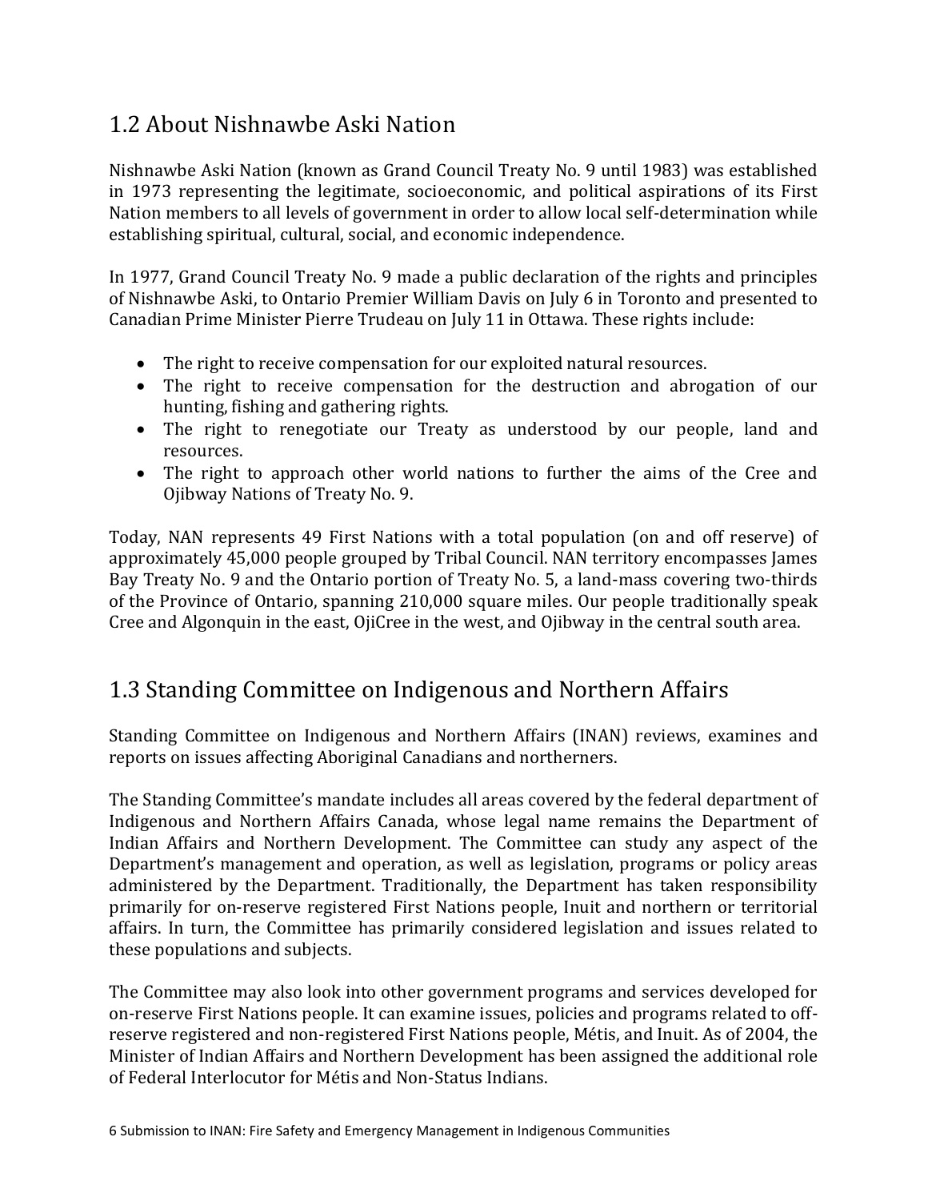## 1.2 About Nishnawbe Aski Nation

Nishnawbe Aski Nation (known as Grand Council Treaty No. 9 until 1983) was established in 1973 representing the legitimate, socioeconomic, and political aspirations of its First Nation members to all levels of government in order to allow local self-determination while establishing spiritual, cultural, social, and economic independence.

In 1977, Grand Council Treaty No. 9 made a public declaration of the rights and principles of Nishnawbe Aski, to Ontario Premier William Davis on July 6 in Toronto and presented to Canadian Prime Minister Pierre Trudeau on July 11 in Ottawa. These rights include:

- The right to receive compensation for our exploited natural resources.
- The right to receive compensation for the destruction and abrogation of our hunting, fishing and gathering rights.
- The right to renegotiate our Treaty as understood by our people, land and resources.
- The right to approach other world nations to further the aims of the Cree and Ojibway Nations of Treaty No. 9.

Today, NAN represents 49 First Nations with a total population (on and off reserve) of approximately 45,000 people grouped by Tribal Council. NAN territory encompasses James Bay Treaty No. 9 and the Ontario portion of Treaty No. 5, a land-mass covering two-thirds of the Province of Ontario, spanning 210,000 square miles. Our people traditionally speak Cree and Algonquin in the east, OjiCree in the west, and Ojibway in the central south area.

## 1.3 Standing Committee on Indigenous and Northern Affairs

Standing Committee on Indigenous and Northern Affairs (INAN) reviews, examines and reports on issues affecting Aboriginal Canadians and northerners.

The Standing Committee's mandate includes all areas covered by the federal department of Indigenous and Northern Affairs Canada, whose legal name remains the Department of Indian Affairs and Northern Development. The Committee can study any aspect of the Department's management and operation, as well as legislation, programs or policy areas administered by the Department. Traditionally, the Department has taken responsibility primarily for on-reserve registered First Nations people, Inuit and northern or territorial affairs. In turn, the Committee has primarily considered legislation and issues related to these populations and subjects.

The Committee may also look into other government programs and services developed for on-reserve First Nations people. It can examine issues, policies and programs related to off-reserve registered and non-registered First Nations people, Métis, and Inuit. As of 2004, the Minister of Indian Affairs and Northern Development has been assigned the additional role of Federal Interlocutor for Métis and Non-Status Indians.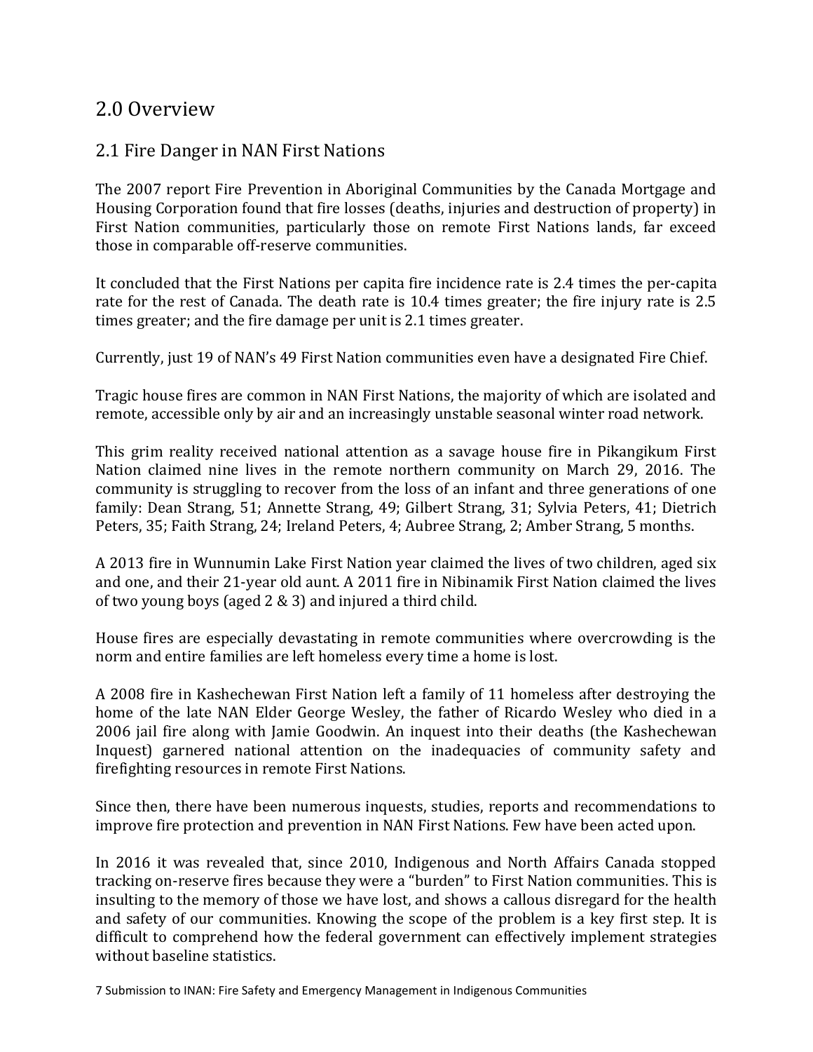## 2.0 Overview

### 2.1 Fire Danger in NAN First Nations

The 2007 report Fire Prevention in Aboriginal Communities by the Canada Mortgage and Housing Corporation found that fire losses (deaths, injuries and destruction of property) in First Nation communities, particularly those on remote First Nations lands, far exceed those in comparable off-reserve communities.

It concluded that the First Nations per capita fire incidence rate is 2.4 times the per-capita rate for the rest of Canada. The death rate is 10.4 times greater; the fire injury rate is 2.5 times greater; and the fire damage per unit is 2.1 times greater.

Currently, just 19 of NAN's 49 First Nation communities even have a designated Fire Chief.

Tragic house fires are common in NAN First Nations, the majority of which are isolated and remote, accessible only by air and an increasingly unstable seasonal winter road network.

This grim reality received national attention as a savage house fire in Pikangikum First Nation claimed nine lives in the remote northern community on March 29, 2016. The community is struggling to recover from the loss of an infant and three generations of one family: Dean Strang, 51; Annette Strang, 49; Gilbert Strang, 31; Sylvia Peters, 41; Dietrich Peters, 35; Faith Strang, 24; Ireland Peters, 4; Aubree Strang, 2; Amber Strang, 5 months.

A 2013 fire in Wunnumin Lake First Nation year claimed the lives of two children, aged six and one, and their 21-year old aunt. A 2011 fire in Nibinamik First Nation claimed the lives of two young boys (aged 2 & 3) and injured a third child.

House fires are especially devastating in remote communities where overcrowding is the norm and entire families are left homeless every time a home is lost.

A 2008 fire in Kashechewan First Nation left a family of 11 homeless after destroying the home of the late NAN Elder George Wesley, the father of Ricardo Wesley who died in a 2006 jail fire along with Jamie Goodwin. An inquest into their deaths (the Kashechewan Inquest) garnered national attention on the inadequacies of community safety and firefighting resources in remote First Nations.

Since then, there have been numerous inquests, studies, reports and recommendations to improve fire protection and prevention in NAN First Nations. Few have been acted upon.

In 2016 it was revealed that, since 2010, Indigenous and North Affairs Canada stopped tracking on-reserve fires because they were a "burden" to First Nation communities. This is insulting to the memory of those we have lost, and shows a callous disregard for the health and safety of our communities. Knowing the scope of the problem is a key first step. It is difficult to comprehend how the federal government can effectively implement strategies without baseline statistics.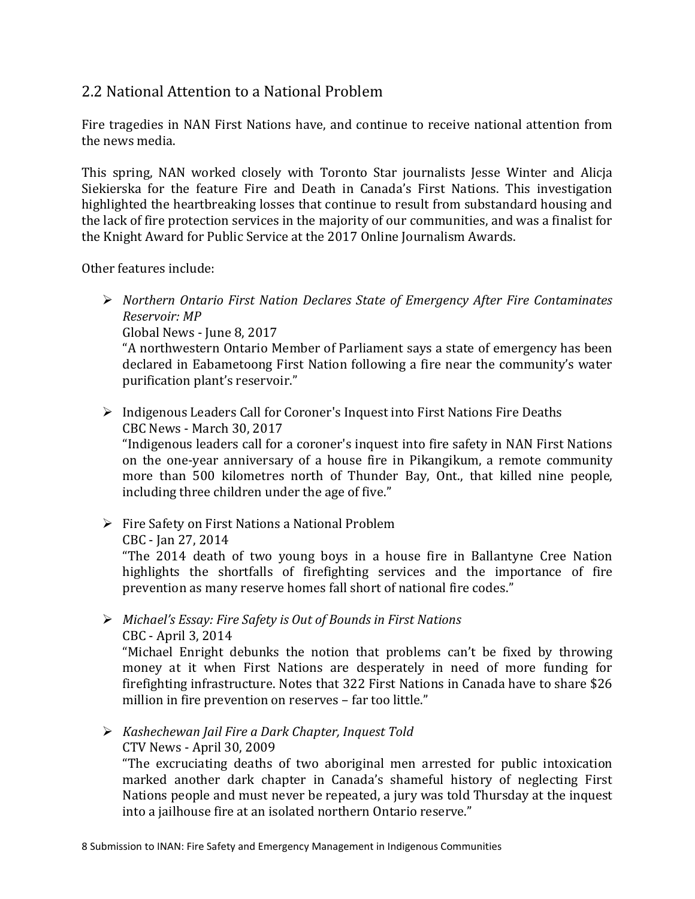## 2.2 National Attention to a National Problem

Fire tragedies in NAN First Nations have, and continue to receive national attention from the news media.

This spring, NAN worked closely with Toronto Star journalists Jesse Winter and Alicja Siekierska for the feature Fire and Death in Canada's First Nations. This investigation highlighted the heartbreaking losses that continue to result from substandard housing and the lack of fire protection services in the majority of our communities, and was a finalist for the Knight Award for Public Service at the 2017 Online Journalism Awards.

Other features include:

- *Northern Ontario First Nation Declares State of Emergency After Fire Contaminates Reservoir: MP*
  Global News - June 8, 2017
  "A northwestern Ontario Member of Parliament says a state of emergency has been declared in Eabametoong First Nation following a fire near the community's water purification plant's reservoir."

- Indigenous Leaders Call for Coroner's Inquest into First Nations Fire Deaths
  CBC News - March 30, 2017
  "Indigenous leaders call for a coroner's inquest into fire safety in NAN First Nations on the one-year anniversary of a house fire in Pikangikum, a remote community more than 500 kilometres north of Thunder Bay, Ont., that killed nine people, including three children under the age of five."

- Fire Safety on First Nations a National Problem
  CBC - Jan 27, 2014
  "The 2014 death of two young boys in a house fire in Ballantyne Cree Nation highlights the shortfalls of firefighting services and the importance of fire prevention as many reserve homes fall short of national fire codes."

- *Michael's Essay: Fire Safety is Out of Bounds in First Nations*
  CBC - April 3, 2014
  "Michael Enright debunks the notion that problems can't be fixed by throwing money at it when First Nations are desperately in need of more funding for firefighting infrastructure. Notes that 322 First Nations in Canada have to share $26 million in fire prevention on reserves – far too little."

- *Kashechewan Jail Fire a Dark Chapter, Inquest Told*
  CTV News - April 30, 2009
  "The excruciating deaths of two aboriginal men arrested for public intoxication marked another dark chapter in Canada's shameful history of neglecting First Nations people and must never be repeated, a jury was told Thursday at the inquest into a jailhouse fire at an isolated northern Ontario reserve."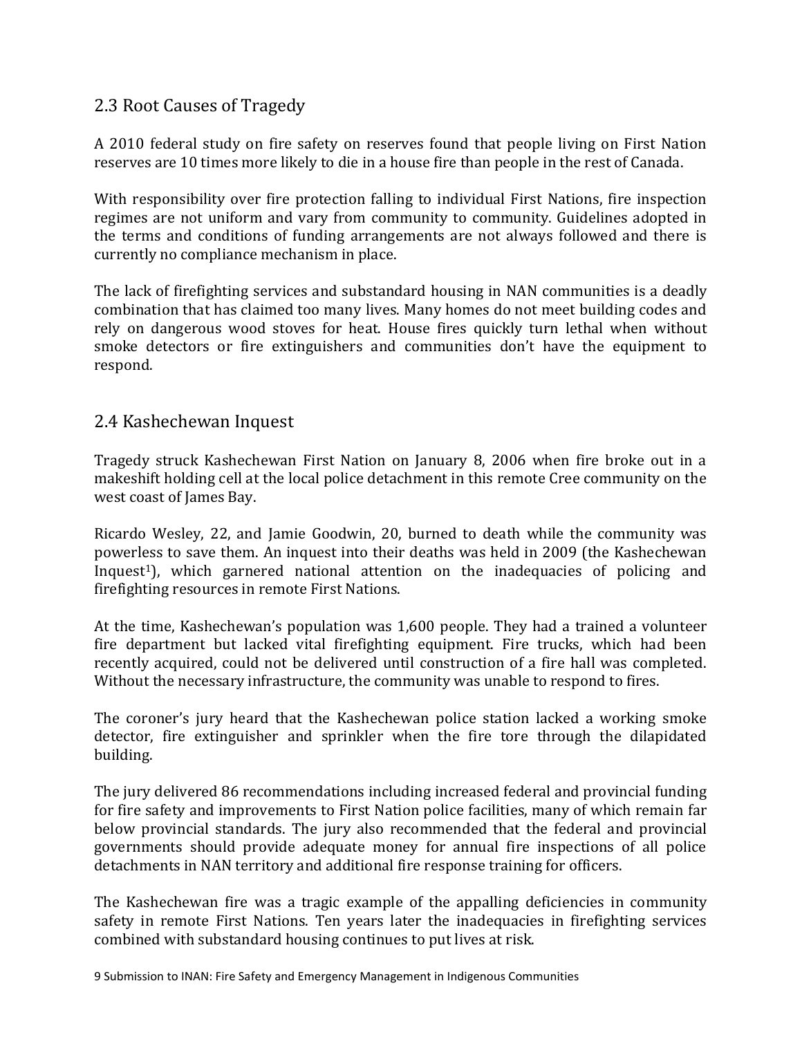## 2.3 Root Causes of Tragedy

A 2010 federal study on fire safety on reserves found that people living on First Nation reserves are 10 times more likely to die in a house fire than people in the rest of Canada.

With responsibility over fire protection falling to individual First Nations, fire inspection regimes are not uniform and vary from community to community. Guidelines adopted in the terms and conditions of funding arrangements are not always followed and there is currently no compliance mechanism in place.

The lack of firefighting services and substandard housing in NAN communities is a deadly combination that has claimed too many lives. Many homes do not meet building codes and rely on dangerous wood stoves for heat. House fires quickly turn lethal when without smoke detectors or fire extinguishers and communities don't have the equipment to respond.

## 2.4 Kashechewan Inquest

Tragedy struck Kashechewan First Nation on January 8, 2006 when fire broke out in a makeshift holding cell at the local police detachment in this remote Cree community on the west coast of James Bay.

Ricardo Wesley, 22, and Jamie Goodwin, 20, burned to death while the community was powerless to save them. An inquest into their deaths was held in 2009 (the Kashechewan Inquest[1]), which garnered national attention on the inadequacies of policing and firefighting resources in remote First Nations.

At the time, Kashechewan's population was 1,600 people. They had a trained a volunteer fire department but lacked vital firefighting equipment. Fire trucks, which had been recently acquired, could not be delivered until construction of a fire hall was completed. Without the necessary infrastructure, the community was unable to respond to fires.

The coroner's jury heard that the Kashechewan police station lacked a working smoke detector, fire extinguisher and sprinkler when the fire tore through the dilapidated building.

The jury delivered 86 recommendations including increased federal and provincial funding for fire safety and improvements to First Nation police facilities, many of which remain far below provincial standards. The jury also recommended that the federal and provincial governments should provide adequate money for annual fire inspections of all police detachments in NAN territory and additional fire response training for officers.

The Kashechewan fire was a tragic example of the appalling deficiencies in community safety in remote First Nations. Ten years later the inadequacies in firefighting services combined with substandard housing continues to put lives at risk.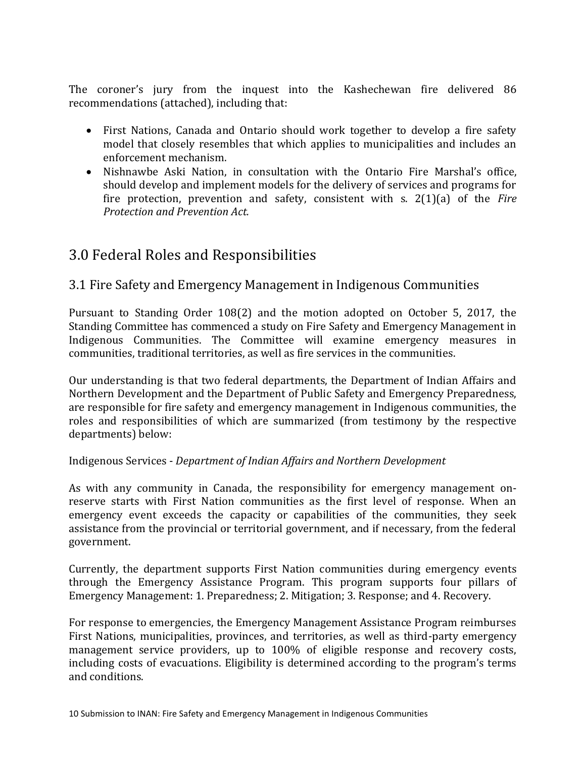The coroner's jury from the inquest into the Kashechewan fire delivered 86 recommendations (attached), including that:

- First Nations, Canada and Ontario should work together to develop a fire safety model that closely resembles that which applies to municipalities and includes an enforcement mechanism.
- Nishnawbe Aski Nation, in consultation with the Ontario Fire Marshal's office, should develop and implement models for the delivery of services and programs for fire protection, prevention and safety, consistent with s. 2(1)(a) of the *Fire Protection and Prevention Act.*

# 3.0 Federal Roles and Responsibilities

## 3.1 Fire Safety and Emergency Management in Indigenous Communities

Pursuant to Standing Order 108(2) and the motion adopted on October 5, 2017, the Standing Committee has commenced a study on Fire Safety and Emergency Management in Indigenous Communities. The Committee will examine emergency measures in communities, traditional territories, as well as fire services in the communities.

Our understanding is that two federal departments, the Department of Indian Affairs and Northern Development and the Department of Public Safety and Emergency Preparedness, are responsible for fire safety and emergency management in Indigenous communities, the roles and responsibilities of which are summarized (from testimony by the respective departments) below:

Indigenous Services - *Department of Indian Affairs and Northern Development*

As with any community in Canada, the responsibility for emergency management on-reserve starts with First Nation communities as the first level of response. When an emergency event exceeds the capacity or capabilities of the communities, they seek assistance from the provincial or territorial government, and if necessary, from the federal government.

Currently, the department supports First Nation communities during emergency events through the Emergency Assistance Program. This program supports four pillars of Emergency Management: 1. Preparedness; 2. Mitigation; 3. Response; and 4. Recovery.

For response to emergencies, the Emergency Management Assistance Program reimburses First Nations, municipalities, provinces, and territories, as well as third-party emergency management service providers, up to 100% of eligible response and recovery costs, including costs of evacuations. Eligibility is determined according to the program's terms and conditions.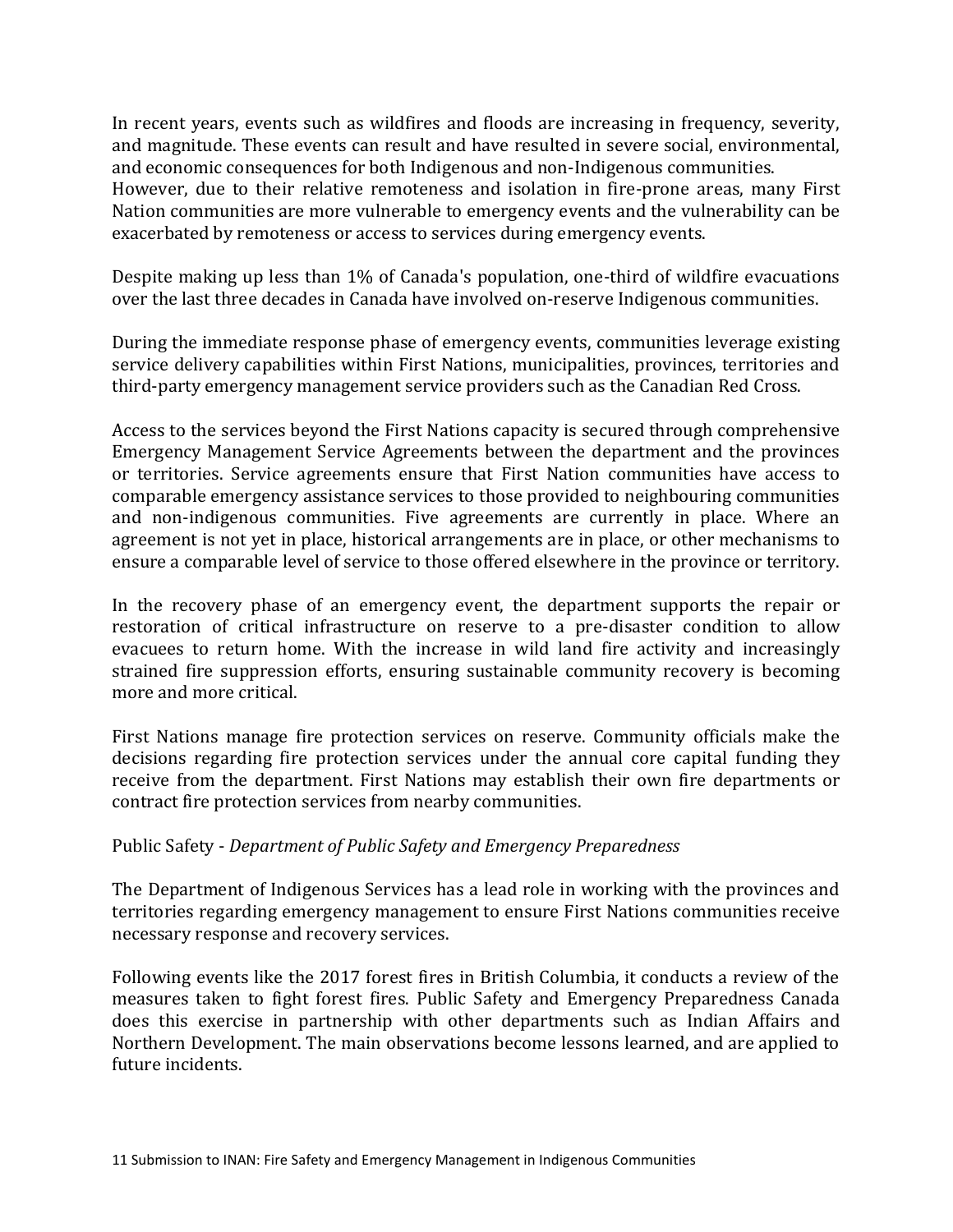In recent years, events such as wildfires and floods are increasing in frequency, severity, and magnitude. These events can result and have resulted in severe social, environmental, and economic consequences for both Indigenous and non-Indigenous communities. However, due to their relative remoteness and isolation in fire-prone areas, many First Nation communities are more vulnerable to emergency events and the vulnerability can be exacerbated by remoteness or access to services during emergency events.

Despite making up less than 1% of Canada's population, one-third of wildfire evacuations over the last three decades in Canada have involved on-reserve Indigenous communities.

During the immediate response phase of emergency events, communities leverage existing service delivery capabilities within First Nations, municipalities, provinces, territories and third-party emergency management service providers such as the Canadian Red Cross.

Access to the services beyond the First Nations capacity is secured through comprehensive Emergency Management Service Agreements between the department and the provinces or territories. Service agreements ensure that First Nation communities have access to comparable emergency assistance services to those provided to neighbouring communities and non-indigenous communities. Five agreements are currently in place. Where an agreement is not yet in place, historical arrangements are in place, or other mechanisms to ensure a comparable level of service to those offered elsewhere in the province or territory.

In the recovery phase of an emergency event, the department supports the repair or restoration of critical infrastructure on reserve to a pre-disaster condition to allow evacuees to return home. With the increase in wild land fire activity and increasingly strained fire suppression efforts, ensuring sustainable community recovery is becoming more and more critical.

First Nations manage fire protection services on reserve. Community officials make the decisions regarding fire protection services under the annual core capital funding they receive from the department. First Nations may establish their own fire departments or contract fire protection services from nearby communities.

Public Safety - *Department of Public Safety and Emergency Preparedness*

The Department of Indigenous Services has a lead role in working with the provinces and territories regarding emergency management to ensure First Nations communities receive necessary response and recovery services.

Following events like the 2017 forest fires in British Columbia, it conducts a review of the measures taken to fight forest fires. Public Safety and Emergency Preparedness Canada does this exercise in partnership with other departments such as Indian Affairs and Northern Development. The main observations become lessons learned, and are applied to future incidents.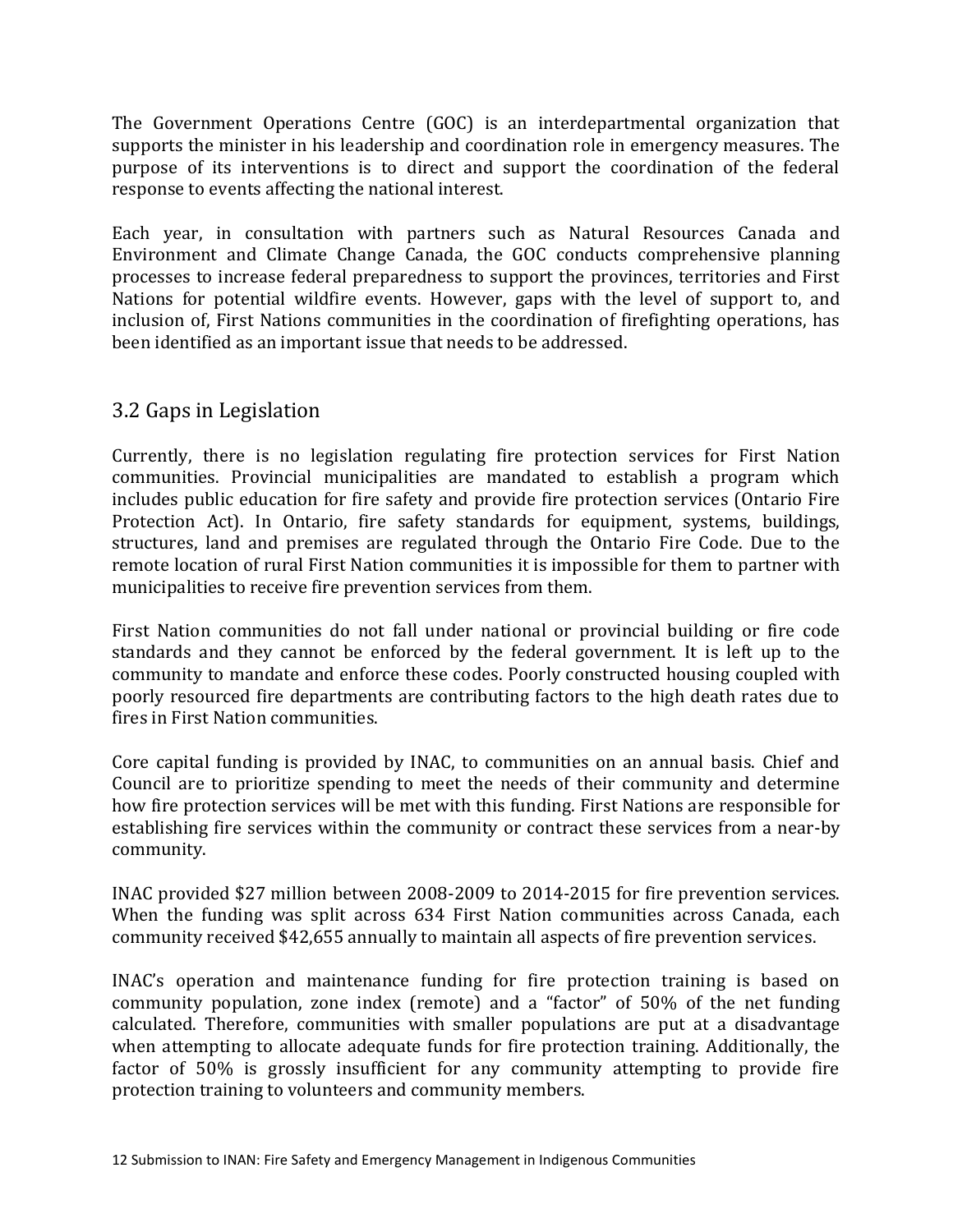The Government Operations Centre (GOC) is an interdepartmental organization that supports the minister in his leadership and coordination role in emergency measures. The purpose of its interventions is to direct and support the coordination of the federal response to events affecting the national interest.

Each year, in consultation with partners such as Natural Resources Canada and Environment and Climate Change Canada, the GOC conducts comprehensive planning processes to increase federal preparedness to support the provinces, territories and First Nations for potential wildfire events. However, gaps with the level of support to, and inclusion of, First Nations communities in the coordination of firefighting operations, has been identified as an important issue that needs to be addressed.

## 3.2 Gaps in Legislation

Currently, there is no legislation regulating fire protection services for First Nation communities. Provincial municipalities are mandated to establish a program which includes public education for fire safety and provide fire protection services (Ontario Fire Protection Act). In Ontario, fire safety standards for equipment, systems, buildings, structures, land and premises are regulated through the Ontario Fire Code. Due to the remote location of rural First Nation communities it is impossible for them to partner with municipalities to receive fire prevention services from them.

First Nation communities do not fall under national or provincial building or fire code standards and they cannot be enforced by the federal government. It is left up to the community to mandate and enforce these codes. Poorly constructed housing coupled with poorly resourced fire departments are contributing factors to the high death rates due to fires in First Nation communities.

Core capital funding is provided by INAC, to communities on an annual basis. Chief and Council are to prioritize spending to meet the needs of their community and determine how fire protection services will be met with this funding. First Nations are responsible for establishing fire services within the community or contract these services from a near-by community.

INAC provided $27 million between 2008-2009 to 2014-2015 for fire prevention services. When the funding was split across 634 First Nation communities across Canada, each community received $42,655 annually to maintain all aspects of fire prevention services.

INAC's operation and maintenance funding for fire protection training is based on community population, zone index (remote) and a "factor" of 50% of the net funding calculated. Therefore, communities with smaller populations are put at a disadvantage when attempting to allocate adequate funds for fire protection training. Additionally, the factor of 50% is grossly insufficient for any community attempting to provide fire protection training to volunteers and community members.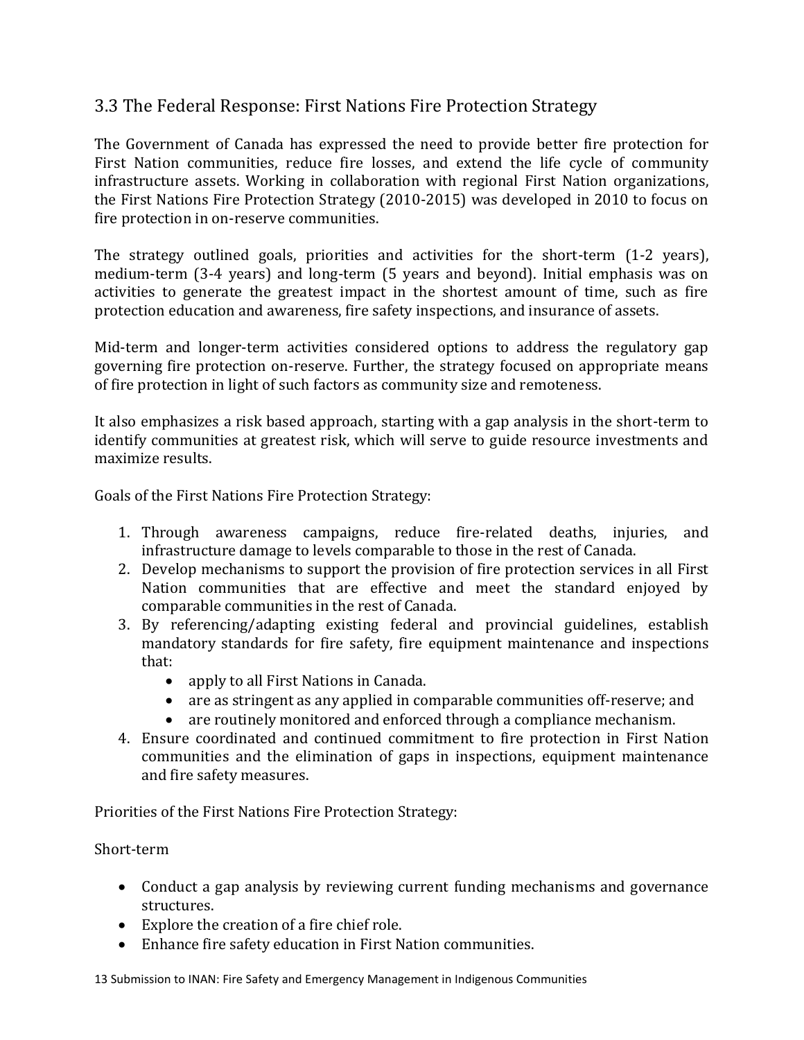## 3.3 The Federal Response: First Nations Fire Protection Strategy

The Government of Canada has expressed the need to provide better fire protection for First Nation communities, reduce fire losses, and extend the life cycle of community infrastructure assets. Working in collaboration with regional First Nation organizations, the First Nations Fire Protection Strategy (2010-2015) was developed in 2010 to focus on fire protection in on-reserve communities.

The strategy outlined goals, priorities and activities for the short-term (1-2 years), medium-term (3-4 years) and long-term (5 years and beyond). Initial emphasis was on activities to generate the greatest impact in the shortest amount of time, such as fire protection education and awareness, fire safety inspections, and insurance of assets.

Mid-term and longer-term activities considered options to address the regulatory gap governing fire protection on-reserve. Further, the strategy focused on appropriate means of fire protection in light of such factors as community size and remoteness.

It also emphasizes a risk based approach, starting with a gap analysis in the short-term to identify communities at greatest risk, which will serve to guide resource investments and maximize results.

Goals of the First Nations Fire Protection Strategy:

1. Through awareness campaigns, reduce fire-related deaths, injuries, and infrastructure damage to levels comparable to those in the rest of Canada.
2. Develop mechanisms to support the provision of fire protection services in all First Nation communities that are effective and meet the standard enjoyed by comparable communities in the rest of Canada.
3. By referencing/adapting existing federal and provincial guidelines, establish mandatory standards for fire safety, fire equipment maintenance and inspections that:
    - apply to all First Nations in Canada.
    - are as stringent as any applied in comparable communities off-reserve; and
    - are routinely monitored and enforced through a compliance mechanism.
4. Ensure coordinated and continued commitment to fire protection in First Nation communities and the elimination of gaps in inspections, equipment maintenance and fire safety measures.

Priorities of the First Nations Fire Protection Strategy:

Short-term

- Conduct a gap analysis by reviewing current funding mechanisms and governance structures.
- Explore the creation of a fire chief role.
- Enhance fire safety education in First Nation communities.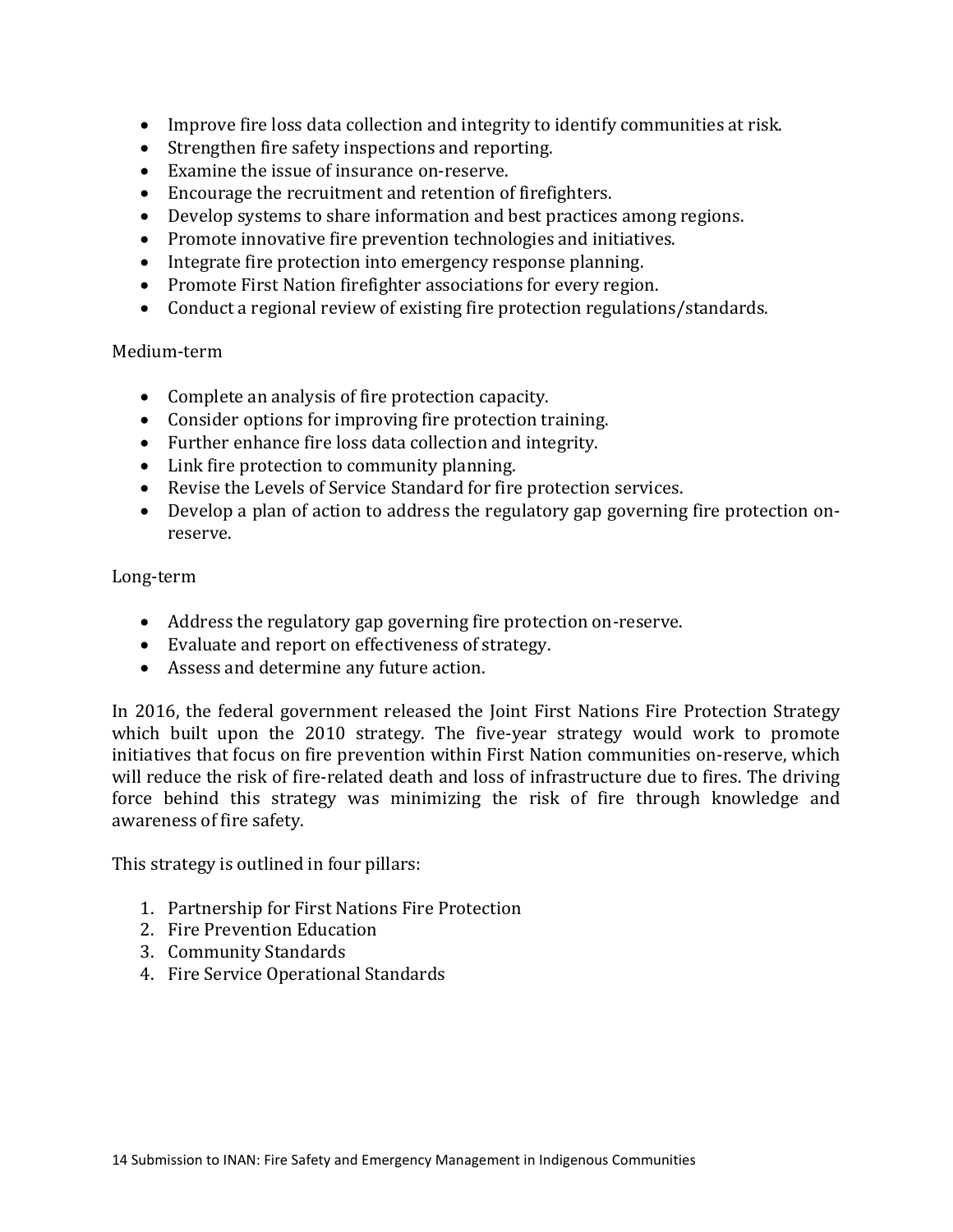- Improve fire loss data collection and integrity to identify communities at risk.
- Strengthen fire safety inspections and reporting.
- Examine the issue of insurance on-reserve.
- Encourage the recruitment and retention of firefighters.
- Develop systems to share information and best practices among regions.
- Promote innovative fire prevention technologies and initiatives.
- Integrate fire protection into emergency response planning.
- Promote First Nation firefighter associations for every region.
- Conduct a regional review of existing fire protection regulations/standards.

Medium-term

- Complete an analysis of fire protection capacity.
- Consider options for improving fire protection training.
- Further enhance fire loss data collection and integrity.
- Link fire protection to community planning.
- Revise the Levels of Service Standard for fire protection services.
- Develop a plan of action to address the regulatory gap governing fire protection on-reserve.

Long-term

- Address the regulatory gap governing fire protection on-reserve.
- Evaluate and report on effectiveness of strategy.
- Assess and determine any future action.

In 2016, the federal government released the Joint First Nations Fire Protection Strategy which built upon the 2010 strategy. The five-year strategy would work to promote initiatives that focus on fire prevention within First Nation communities on-reserve, which will reduce the risk of fire-related death and loss of infrastructure due to fires. The driving force behind this strategy was minimizing the risk of fire through knowledge and awareness of fire safety.

This strategy is outlined in four pillars:

1. Partnership for First Nations Fire Protection
2. Fire Prevention Education
3. Community Standards
4. Fire Service Operational Standards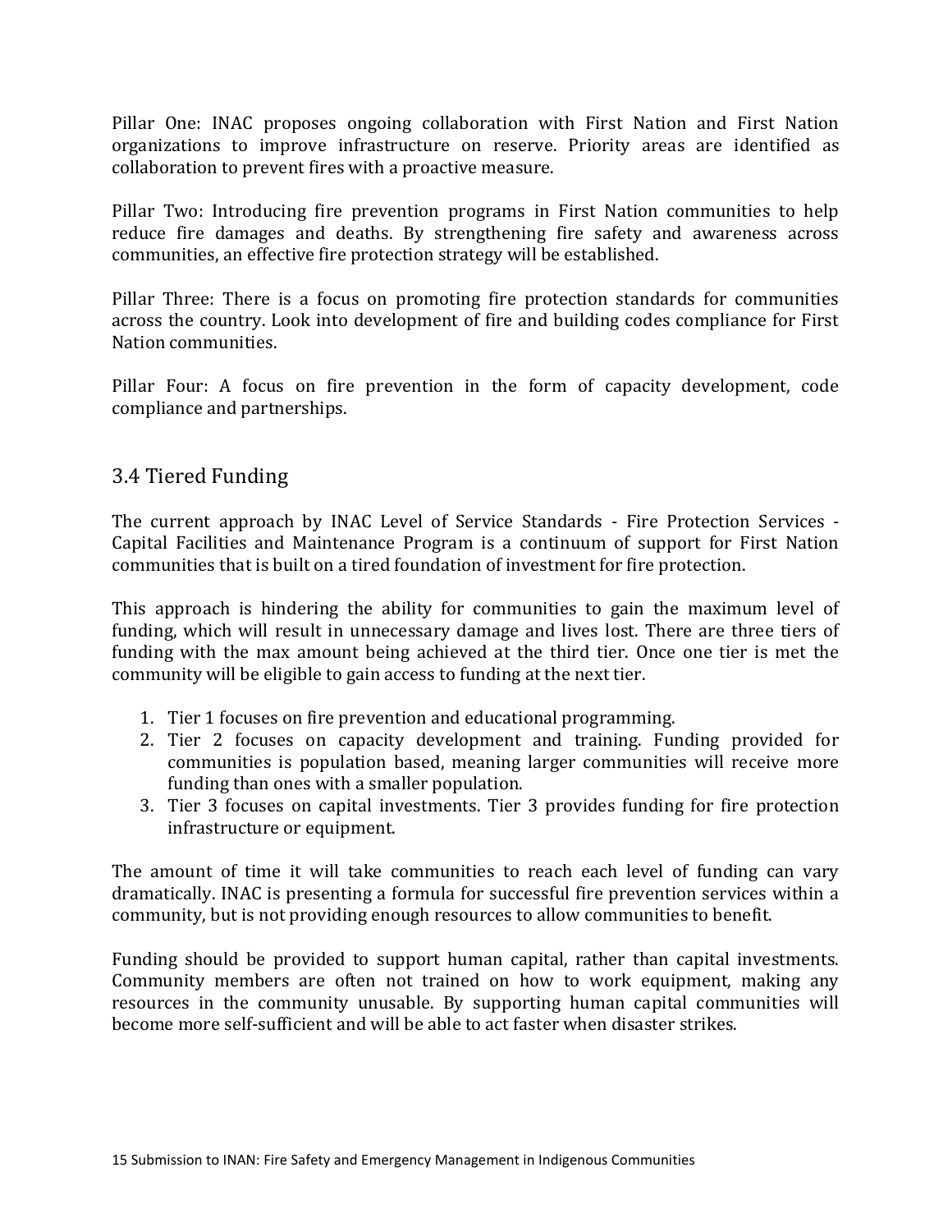Pillar One: INAC proposes ongoing collaboration with First Nation and First Nation organizations to improve infrastructure on reserve. Priority areas are identified as collaboration to prevent fires with a proactive measure.

Pillar Two: Introducing fire prevention programs in First Nation communities to help reduce fire damages and deaths. By strengthening fire safety and awareness across communities, an effective fire protection strategy will be established.

Pillar Three: There is a focus on promoting fire protection standards for communities across the country. Look into development of fire and building codes compliance for First Nation communities.

Pillar Four: A focus on fire prevention in the form of capacity development, code compliance and partnerships.

## 3.4 Tiered Funding

The current approach by INAC Level of Service Standards - Fire Protection Services - Capital Facilities and Maintenance Program is a continuum of support for First Nation communities that is built on a tired foundation of investment for fire protection.

This approach is hindering the ability for communities to gain the maximum level of funding, which will result in unnecessary damage and lives lost. There are three tiers of funding with the max amount being achieved at the third tier. Once one tier is met the community will be eligible to gain access to funding at the next tier.

1. Tier 1 focuses on fire prevention and educational programming.
2. Tier 2 focuses on capacity development and training. Funding provided for communities is population based, meaning larger communities will receive more funding than ones with a smaller population.
3. Tier 3 focuses on capital investments. Tier 3 provides funding for fire protection infrastructure or equipment.

The amount of time it will take communities to reach each level of funding can vary dramatically. INAC is presenting a formula for successful fire prevention services within a community, but is not providing enough resources to allow communities to benefit.

Funding should be provided to support human capital, rather than capital investments. Community members are often not trained on how to work equipment, making any resources in the community unusable. By supporting human capital communities will become more self-sufficient and will be able to act faster when disaster strikes.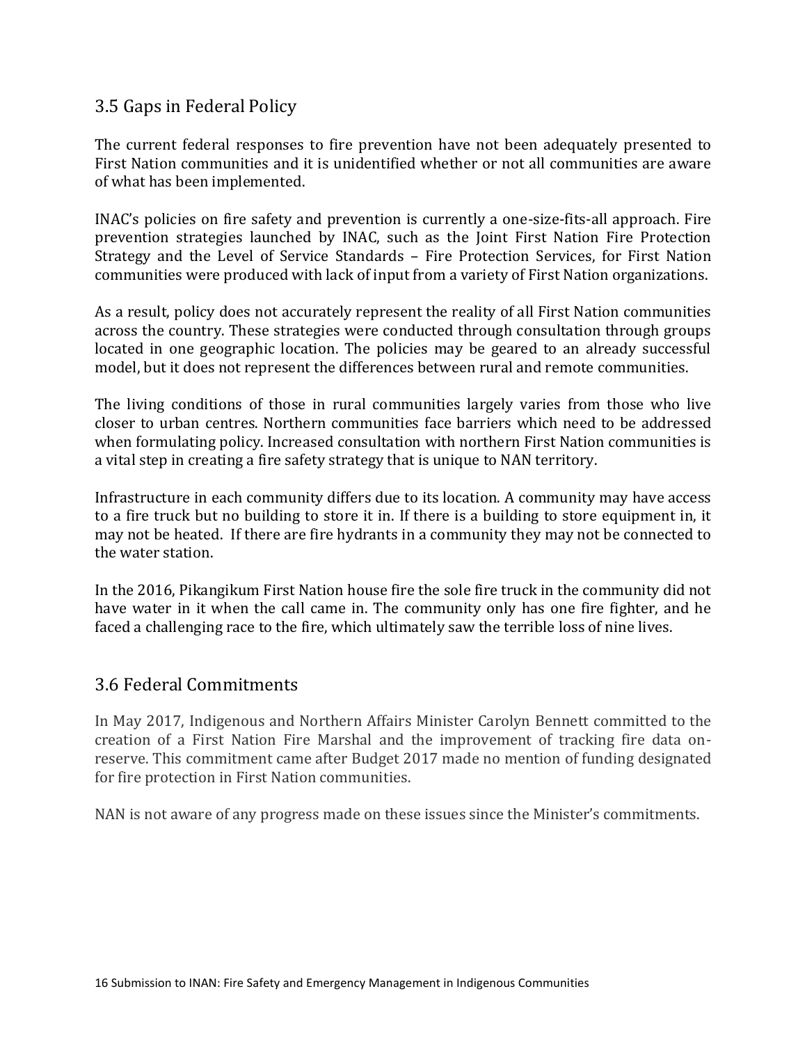## 3.5 Gaps in Federal Policy

The current federal responses to fire prevention have not been adequately presented to First Nation communities and it is unidentified whether or not all communities are aware of what has been implemented.

INAC's policies on fire safety and prevention is currently a one-size-fits-all approach. Fire prevention strategies launched by INAC, such as the Joint First Nation Fire Protection Strategy and the Level of Service Standards – Fire Protection Services, for First Nation communities were produced with lack of input from a variety of First Nation organizations.

As a result, policy does not accurately represent the reality of all First Nation communities across the country. These strategies were conducted through consultation through groups located in one geographic location. The policies may be geared to an already successful model, but it does not represent the differences between rural and remote communities.

The living conditions of those in rural communities largely varies from those who live closer to urban centres. Northern communities face barriers which need to be addressed when formulating policy. Increased consultation with northern First Nation communities is a vital step in creating a fire safety strategy that is unique to NAN territory.

Infrastructure in each community differs due to its location. A community may have access to a fire truck but no building to store it in. If there is a building to store equipment in, it may not be heated. If there are fire hydrants in a community they may not be connected to the water station.

In the 2016, Pikangikum First Nation house fire the sole fire truck in the community did not have water in it when the call came in. The community only has one fire fighter, and he faced a challenging race to the fire, which ultimately saw the terrible loss of nine lives.

## 3.6 Federal Commitments

In May 2017, Indigenous and Northern Affairs Minister Carolyn Bennett committed to the creation of a First Nation Fire Marshal and the improvement of tracking fire data on-reserve. This commitment came after Budget 2017 made no mention of funding designated for fire protection in First Nation communities.

NAN is not aware of any progress made on these issues since the Minister's commitments.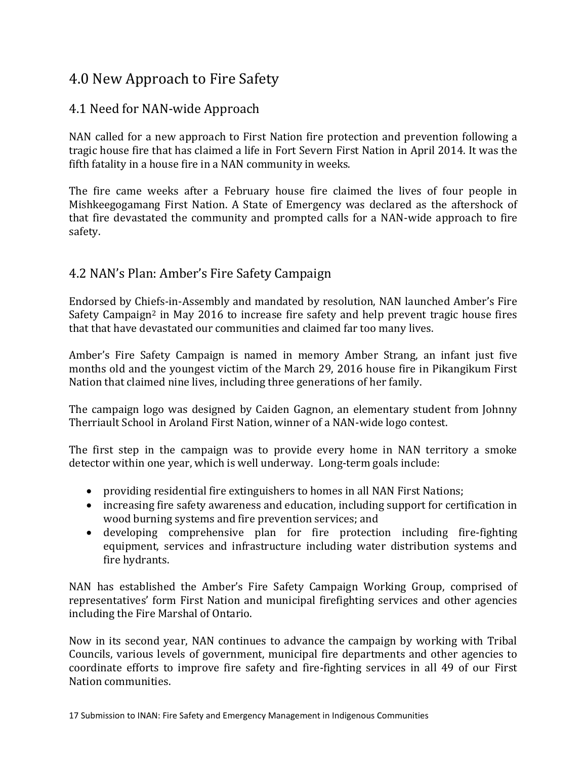# 4.0 New Approach to Fire Safety

## 4.1 Need for NAN-wide Approach

NAN called for a new approach to First Nation fire protection and prevention following a tragic house fire that has claimed a life in Fort Severn First Nation in April 2014. It was the fifth fatality in a house fire in a NAN community in weeks.

The fire came weeks after a February house fire claimed the lives of four people in Mishkeegogamang First Nation. A State of Emergency was declared as the aftershock of that fire devastated the community and prompted calls for a NAN-wide approach to fire safety.

## 4.2 NAN's Plan: Amber's Fire Safety Campaign

Endorsed by Chiefs-in-Assembly and mandated by resolution, NAN launched Amber's Fire Safety Campaign[2] in May 2016 to increase fire safety and help prevent tragic house fires that that have devastated our communities and claimed far too many lives.

Amber's Fire Safety Campaign is named in memory Amber Strang, an infant just five months old and the youngest victim of the March 29, 2016 house fire in Pikangikum First Nation that claimed nine lives, including three generations of her family.

The campaign logo was designed by Caiden Gagnon, an elementary student from Johnny Therriault School in Aroland First Nation, winner of a NAN-wide logo contest.

The first step in the campaign was to provide every home in NAN territory a smoke detector within one year, which is well underway. Long-term goals include:

- providing residential fire extinguishers to homes in all NAN First Nations;
- increasing fire safety awareness and education, including support for certification in wood burning systems and fire prevention services; and
- developing comprehensive plan for fire protection including fire-fighting equipment, services and infrastructure including water distribution systems and fire hydrants.

NAN has established the Amber's Fire Safety Campaign Working Group, comprised of representatives' form First Nation and municipal firefighting services and other agencies including the Fire Marshal of Ontario.

Now in its second year, NAN continues to advance the campaign by working with Tribal Councils, various levels of government, municipal fire departments and other agencies to coordinate efforts to improve fire safety and fire-fighting services in all 49 of our First Nation communities.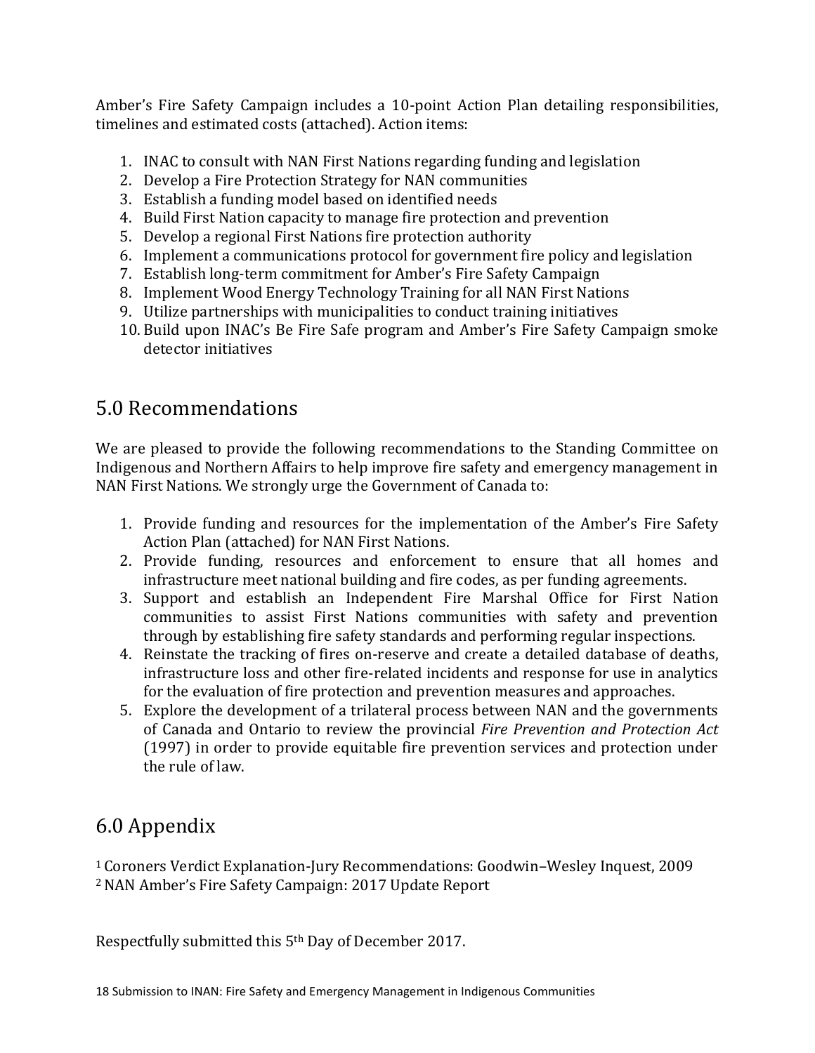Amber's Fire Safety Campaign includes a 10-point Action Plan detailing responsibilities, timelines and estimated costs (attached). Action items:

1. INAC to consult with NAN First Nations regarding funding and legislation
2. Develop a Fire Protection Strategy for NAN communities
3. Establish a funding model based on identified needs
4. Build First Nation capacity to manage fire protection and prevention
5. Develop a regional First Nations fire protection authority
6. Implement a communications protocol for government fire policy and legislation
7. Establish long-term commitment for Amber's Fire Safety Campaign
8. Implement Wood Energy Technology Training for all NAN First Nations
9. Utilize partnerships with municipalities to conduct training initiatives
10. Build upon INAC's Be Fire Safe program and Amber's Fire Safety Campaign smoke detector initiatives

## 5.0 Recommendations

We are pleased to provide the following recommendations to the Standing Committee on Indigenous and Northern Affairs to help improve fire safety and emergency management in NAN First Nations. We strongly urge the Government of Canada to:

1. Provide funding and resources for the implementation of the Amber's Fire Safety Action Plan (attached) for NAN First Nations.
2. Provide funding, resources and enforcement to ensure that all homes and infrastructure meet national building and fire codes, as per funding agreements.
3. Support and establish an Independent Fire Marshal Office for First Nation communities to assist First Nations communities with safety and prevention through by establishing fire safety standards and performing regular inspections.
4. Reinstate the tracking of fires on-reserve and create a detailed database of deaths, infrastructure loss and other fire-related incidents and response for use in analytics for the evaluation of fire protection and prevention measures and approaches.
5. Explore the development of a trilateral process between NAN and the governments of Canada and Ontario to review the provincial *Fire Prevention and Protection Act* (1997) in order to provide equitable fire prevention services and protection under the rule of law.

## 6.0 Appendix

[1] Coroners Verdict Explanation-Jury Recommendations: Goodwin–Wesley Inquest, 2009
[2] NAN Amber's Fire Safety Campaign: 2017 Update Report

Respectfully submitted this 5th Day of December 2017.